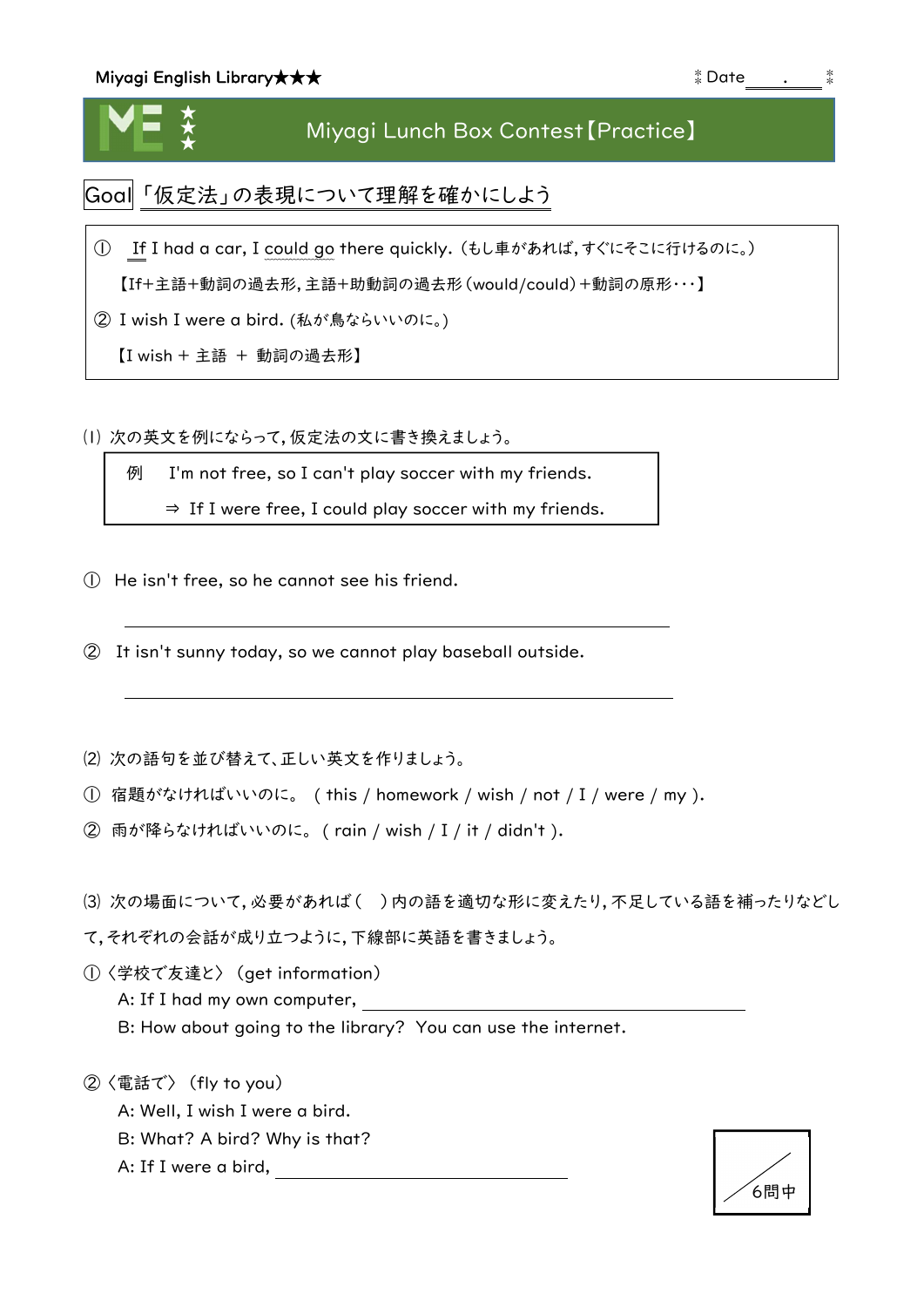Miyagi English Library★★★ Date　　.　　

# Miyagi Lunch Box Contest【Practice】

**Goal**「仮定法」の表現について理解を確かにしよう

① If I had a car, I could go there quickly.（もし車があれば，すぐにそこに行けるのに。）

【If+主語+動詞の過去形，主語+助動詞の過去形（would/could）+動詞の原形・・・】

② I wish I were a bird. (私が鳥ならいいのに。)

【I wish ＋ 主語 ＋ 動詞の過去形】

(1) 次の英文を例にならって，仮定法の文に書き換えましょう。

例　I'm not free, so I can't play soccer with my friends.

⇒ If I were free, I could play soccer with my friends.

① He isn't free, so he cannot see his friend.

______________________________________________

② It isn't sunny today, so we cannot play baseball outside.

______________________________________________

(2) 次の語句を並び替えて、正しい英文を作りましょう。

① 宿題がなければいいのに。 ( this / homework / wish / not / I / were / my ).

② 雨が降らなければいいのに。( rain / wish / I / it / didn't ).

(3) 次の場面について，必要があれば（　）内の語を適切な形に変えたり，不足している語を補ったりなどして，それぞれの会話が成り立つように，下線部に英語を書きましょう。

①〈学校で友達と〉（get information）

A: If I had my own computer, ______________________________

B: How about going to the library? You can use the internet.

②〈電話で〉（fly to you）

A: Well, I wish I were a bird.

B: What? A bird? Why is that?

A: If I were a bird, ______________________

／6問中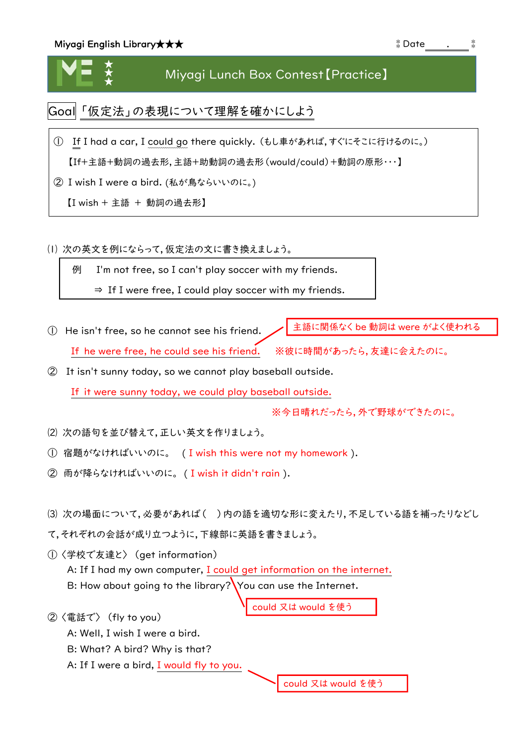Miyagi English Library★★★　　　　　　　　　　　　　　　　　　　　　　Date＿＿.＿＿

# Miyagi Lunch Box Contest【Practice】

## Goal 「仮定法」の表現について理解を確かにしよう

① If I had a car, I could go there quickly.（もし車があれば，すぐにそこに行けるのに。）

【If+主語+動詞の過去形，主語+助動詞の過去形（would/could）+動詞の原形･･･】

② I wish I were a bird.（私が鳥ならいいのに。）

【I wish ＋ 主語 ＋ 動詞の過去形】

(1) 次の英文を例にならって，仮定法の文に書き換えましょう。

例　I'm not free, so I can't play soccer with my friends.

⇒ If I were free, I could play soccer with my friends.

① He isn't free, so he cannot see his friend.

If he were free, he could see his friend.　※彼に時間があったら，友達に会えたのに。

主語に関係なく be 動詞は were がよく使われる

② It isn't sunny today, so we cannot play baseball outside.

If it were sunny today, we could play baseball outside.

※今日晴れだったら，外で野球ができたのに。

(2) 次の語句を並び替えて，正しい英文を作りましょう。

① 宿題がなければいいのに。　( I wish this were not my homework ).

② 雨が降らなければいいのに。( I wish it didn't rain ).

(3) 次の場面について，必要があれば（　）内の語を適切な形に変えたり，不足している語を補ったりなどして，それぞれの会話が成り立つように，下線部に英語を書きましょう。

①〈学校で友達と〉(get information)

A: If I had my own computer, I could get information on the internet.

B: How about going to the library? You can use the Internet.

could 又は would を使う

②〈電話で〉(fly to you)

A: Well, I wish I were a bird.

B: What? A bird? Why is that?

A: If I were a bird, I would fly to you.

could 又は would を使う